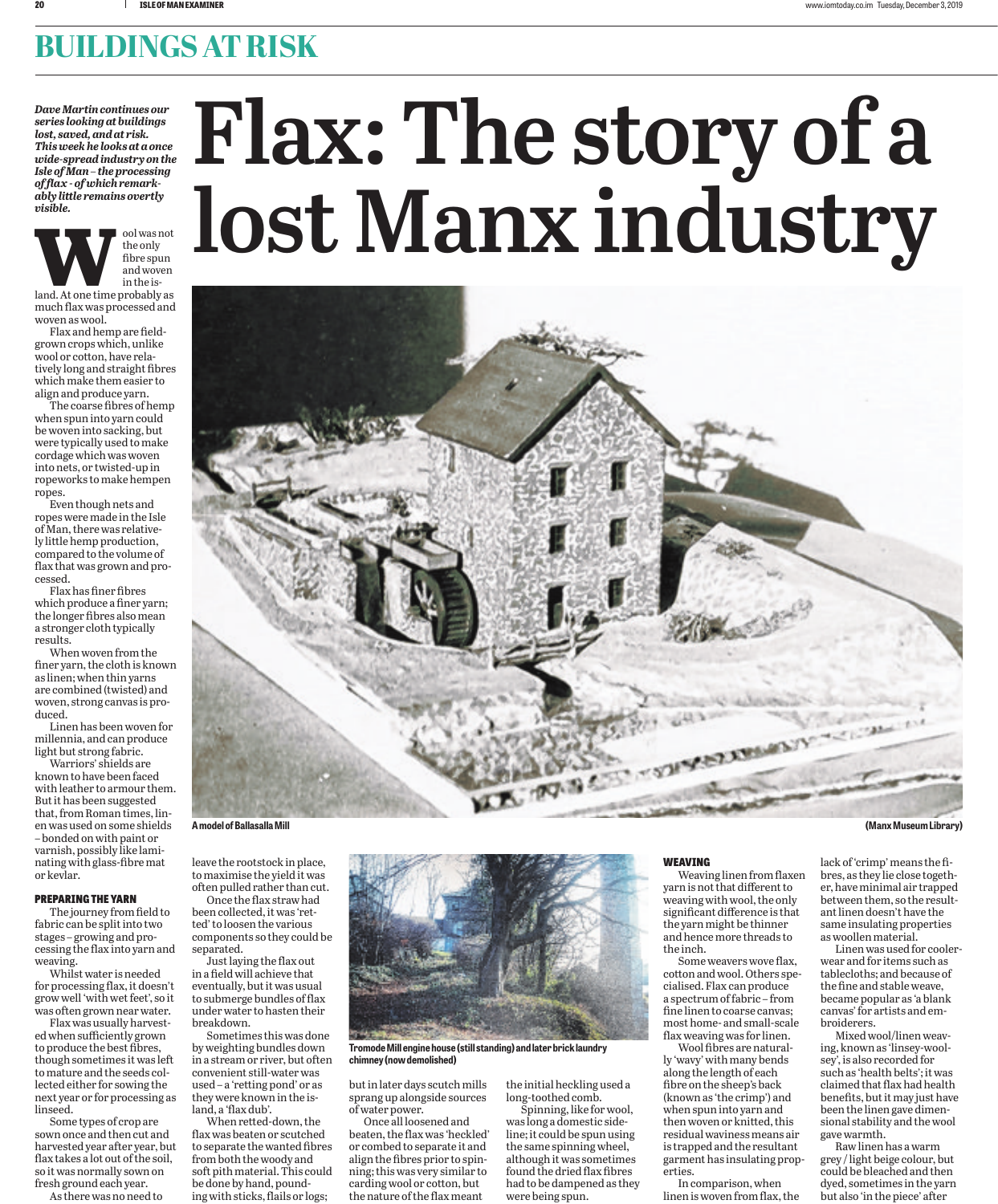## BUILDINGS AT RISK

# Flax: The story of a lost Manx industry

***Dave Martin continues our series looking at buildings lost, saved, and at risk. This week he looks at a once wide-spread industry on the Isle of Man – the processing of flax - of which remarkably little remains overtly visible.***

Wool was not the only fibre spun and woven in the island. At one time probably as much flax was processed and woven as wool.

Flax and hemp are field-grown crops which, unlike wool or cotton, have relatively long and straight fibres which make them easier to align and produce yarn.

The coarse fibres of hemp when spun into yarn could be woven into sacking, but were typically used to make cordage which was woven into nets, or twisted-up in ropeworks to make hempen ropes.

Even though nets and ropes were made in the Isle of Man, there was relatively little hemp production, compared to the volume of flax that was grown and processed.

Flax has finer fibres which produce a finer yarn; the longer fibres also mean a stronger cloth typically results.

When woven from the finer yarn, the cloth is known as linen; when thin yarns are combined (twisted) and woven, strong canvas is produced.

Linen has been woven for millennia, and can produce light but strong fabric.

Warriors' shields are known to have been faced with leather to armour them. But it has been suggested that, from Roman times, linen was used on some shields – bonded on with paint or varnish, possibly like laminating with glass-fibre mat or kevlar.

A model of Ballasalla Mill (Manx Museum Library)

### PREPARING THE YARN

The journey from field to fabric can be split into two stages – growing and processing the flax into yarn and weaving.

Whilst water is needed for processing flax, it doesn't grow well 'with wet feet', so it was often grown near water.

Flax was usually harvested when sufficiently grown to produce the best fibres, though sometimes it was left to mature and the seeds collected either for sowing the next year or for processing as linseed.

Some types of crop are sown once and then cut and harvested year after year, but flax takes a lot out of the soil, so it was normally sown on fresh ground each year.

As there was no need to leave the rootstock in place, to maximise the yield it was often pulled rather than cut.

Once the flax straw had been collected, it was 'retted' to loosen the various components so they could be separated.

Just laying the flax out in a field will achieve that eventually, but it was usual to submerge bundles of flax under water to hasten their breakdown.

Sometimes this was done by weighting bundles down in a stream or river, but often convenient still-water was used – a 'retting pond' or as they were known in the island, a 'flax dub'.

When retted-down, the flax was beaten or scutched to separate the wanted fibres from both the woody and soft pith material. This could be done by hand, pounding with sticks, flails or logs; but in later days scutch mills sprang up alongside sources of water power.

Tromode Mill engine house (still standing) and later brick laundry chimney (now demolished)

Once all loosened and beaten, the flax was 'heckled' or combed to separate it and align the fibres prior to spinning; this was very similar to carding wool or cotton, but the nature of the flax meant the initial heckling used a long-toothed comb.

Spinning, like for wool, was long a domestic sideline; it could be spun using the same spinning wheel, although it was sometimes found the dried flax fibres had to be dampened as they were being spun.

### WEAVING

Weaving linen from flaxen yarn is not that different to weaving with wool, the only significant difference is that the yarn might be thinner and hence more threads to the inch.

Some weavers wove flax, cotton and wool. Others specialised. Flax can produce a spectrum of fabric – from fine linen to coarse canvas; most home- and small-scale flax weaving was for linen.

Wool fibres are naturally 'wavy' with many bends along the length of each fibre on the sheep's back (known as 'the crimp') and when spun into yarn and then woven or knitted, this residual waviness means air is trapped and the resultant garment has insulating properties.

In comparison, when linen is woven from flax, the lack of 'crimp' means the fibres, as they lie close together, have minimal air trapped between them, so the resultant linen doesn't have the same insulating properties as woollen material.

Linen was used for coolerwear and for items such as tablecloths; and because of the fine and stable weave, became popular as 'a blank canvas' for artists and embroiderers.

Mixed wool/linen weaving, known as 'linsey-woolsey', is also recorded for such as 'health belts'; it was claimed that flax had health benefits, but it may just have been the linen gave dimensional stability and the wool gave warmth.

Raw linen has a warm grey / light beige colour, but could be bleached and then dyed, sometimes in the yarn but also 'in the piece' after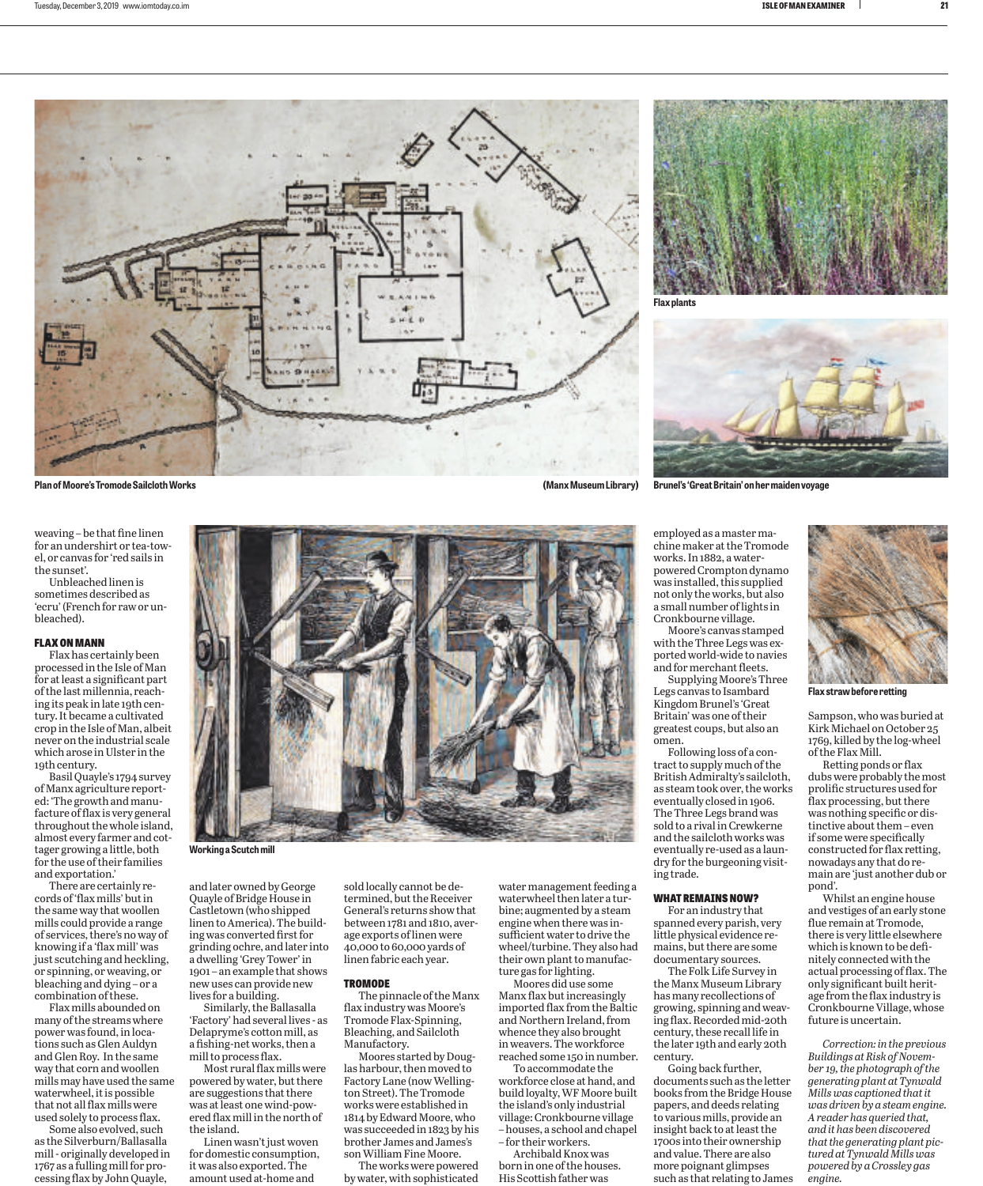Plan of Moore's Tromode Sailcloth Works (Manx Museum Library)

Flax plants

Brunel's 'Great Britain' on her maiden voyage

weaving – be that fine linen for an undershirt or tea-towel, or canvas for 'red sails in the sunset'.

Unbleached linen is sometimes described as 'ecru' (French for raw or unbleached).

## FLAX ON MANN

Flax has certainly been processed in the Isle of Man for at least a significant part of the last millennia, reaching its peak in late 19th century. It became a cultivated crop in the Isle of Man, albeit never on the industrial scale which arose in Ulster in the 19th century.

Basil Quayle's 1794 survey of Manx agriculture reported: 'The growth and manufacture of flax is very general throughout the whole island, almost every farmer and cottager growing a little, both for the use of their families and exportation.'

There are certainly records of 'flax mills' but in the same way that woollen mills could provide a range of services, there's no way of knowing if a 'flax mill' was just scutching and heckling, or spinning, or weaving, or bleaching and dying – or a combination of these.

Flax mills abounded on many of the streams where power was found, in locations such as Glen Auldyn and Glen Roy. In the same way that corn and woollen mills may have used the same waterwheel, it is possible that not all flax mills were used solely to process flax.

Some also evolved, such as the Silverburn/Ballasalla mill - originally developed in 1767 as a fulling mill for processing flax by John Quayle, and later owned by George Quayle of Bridge House in Castletown (who shipped linen to America). The building was converted first for grinding ochre, and later into a dwelling 'Grey Tower' in 1901 – an example that shows new uses can provide new lives for a building.

Working a Scutch mill

Similarly, the Ballasalla 'Factory' had several lives - as Delapryme's cotton mill, as a fishing-net works, then a mill to process flax.

Most rural flax mills were powered by water, but there are suggestions that there was at least one wind-powered flax mill in the north of the island.

Linen wasn't just woven for domestic consumption, it was also exported. The amount used at-home and sold locally cannot be determined, but the Receiver General's returns show that between 1781 and 1810, average exports of linen were 40,000 to 60,000 yards of linen fabric each year.

## TROMODE

The pinnacle of the Manx flax industry was Moore's Tromode Flax-Spinning, Bleaching, and Sailcloth Manufactory.

Moores started by Douglas harbour, then moved to Factory Lane (now Wellington Street). The Tromode works were established in 1814 by Edward Moore, who was succeeded in 1823 by his brother James and James's son William Fine Moore.

The works were powered by water, with sophisticated water management feeding a waterwheel then later a turbine; augmented by a steam engine when there was insufficient water to drive the wheel/turbine. They also had their own plant to manufacture gas for lighting.

Moores did use some Manx flax but increasingly imported flax from the Baltic and Northern Ireland, from whence they also brought in weavers. The workforce reached some 150 in number.

To accommodate the workforce close at hand, and build loyalty, WF Moore built the island's only industrial village: Cronkbourne village – houses, a school and chapel – for their workers.

Archibald Knox was born in one of the houses. His Scottish father was employed as a master machine maker at the Tromode works. In 1882, a water-powered Crompton dynamo was installed, this supplied not only the works, but also a small number of lights in Cronkbourne village.

Moore's canvas stamped with the Three Legs was exported world-wide to navies and for merchant fleets.

Supplying Moore's Three Legs canvas to Isambard Kingdom Brunel's 'Great Britain' was one of their greatest coups, but also an omen.

Following loss of a contract to supply much of the British Admiralty's sailcloth, as steam took over, the works eventually closed in 1906. The Three Legs brand was sold to a rival in Crewkerne and the sailcloth works was eventually re-used as a laundry for the burgeoning visiting trade.

## WHAT REMAINS NOW?

For an industry that spanned every parish, very little physical evidence remains, but there are some documentary sources.

The Folk Life Survey in the Manx Museum Library has many recollections of growing, spinning and weaving flax. Recorded mid-20th century, these recall life in the later 19th and early 20th century.

Going back further, documents such as the letter books from the Bridge House papers, and deeds relating to various mills, provide an insight back to at least the 1700s into their ownership and value. There are also more poignant glimpses such as that relating to James Sampson, who was buried at Kirk Michael on October 25 1769, killed by the log-wheel of the Flax Mill.

Flax straw before retting

Retting ponds or flax dubs were probably the most prolific structures used for flax processing, but there was nothing specific or distinctive about them – even if some were specifically constructed for flax retting, nowadays any that do remain are 'just another dub or pond'.

Whilst an engine house and vestiges of an early stone flue remain at Tromode, there is very little elsewhere which is known to be definitely connected with the actual processing of flax. The only significant built heritage from the flax industry is Cronkbourne Village, whose future is uncertain.

*Correction: in the previous Buildings at Risk of November 19, the photograph of the generating plant at Tynwald Mills was captioned that it was driven by a steam engine. A reader has queried that, and it has been discovered that the generating plant pictured at Tynwald Mills was powered by a Crossley gas engine.*